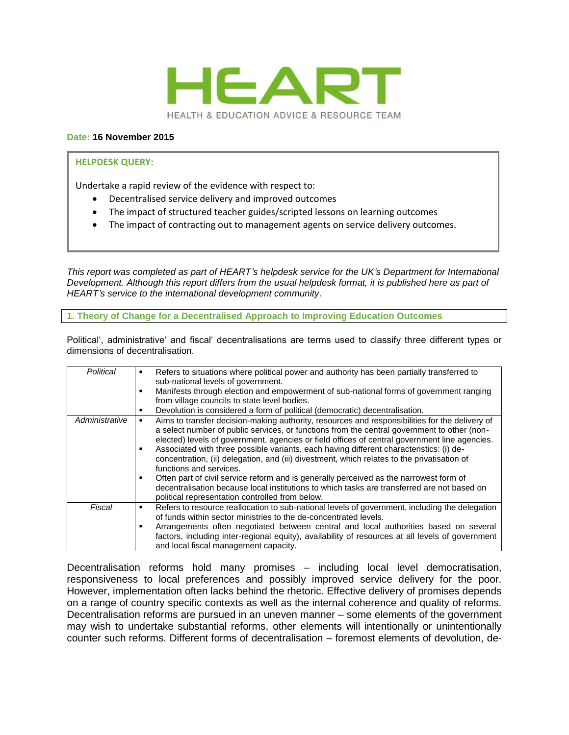# HEART

HEALTH & EDUCATION ADVICE & RESOURCE TEAM

**Date: 16 November 2015**

**HELPDESK QUERY:**

Undertake a rapid review of the evidence with respect to:

- Decentralised service delivery and improved outcomes
- The impact of structured teacher guides/scripted lessons on learning outcomes
- The impact of contracting out to management agents on service delivery outcomes.

*This report was completed as part of HEART's helpdesk service for the UK's Department for International Development. Although this report differs from the usual helpdesk format, it is published here as part of HEART's service to the international development community.*

## 1. Theory of Change for a Decentralised Approach to Improving Education Outcomes

Political', administrative' and fiscal' decentralisations are terms used to classify three different types or dimensions of decentralisation.

| | |
|---|---|
| *Political* | ▪ Refers to situations where political power and authority has been partially transferred to sub-national levels of government.<br>▪ Manifests through election and empowerment of sub-national forms of government ranging from village councils to state level bodies.<br>▪ Devolution is considered a form of political (democratic) decentralisation. |
| *Administrative* | ▪ Aims to transfer decision-making authority, resources and responsibilities for the delivery of a select number of public services, or functions from the central government to other (non-elected) levels of government, agencies or field offices of central government line agencies.<br>▪ Associated with three possible variants, each having different characteristics: (i) de-concentration, (ii) delegation, and (iii) divestment, which relates to the privatisation of functions and services.<br>▪ Often part of civil service reform and is generally perceived as the narrowest form of decentralisation because local institutions to which tasks are transferred are not based on political representation controlled from below. |
| *Fiscal* | ▪ Refers to resource reallocation to sub-national levels of government, including the delegation of funds within sector ministries to the de-concentrated levels.<br>▪ Arrangements often negotiated between central and local authorities based on several factors, including inter-regional equity), availability of resources at all levels of government and local fiscal management capacity. |

Decentralisation reforms hold many promises – including local level democratisation, responsiveness to local preferences and possibly improved service delivery for the poor. However, implementation often lacks behind the rhetoric. Effective delivery of promises depends on a range of country specific contexts as well as the internal coherence and quality of reforms. Decentralisation reforms are pursued in an uneven manner – some elements of the government may wish to undertake substantial reforms, other elements will intentionally or unintentionally counter such reforms. Different forms of decentralisation – foremost elements of devolution, de-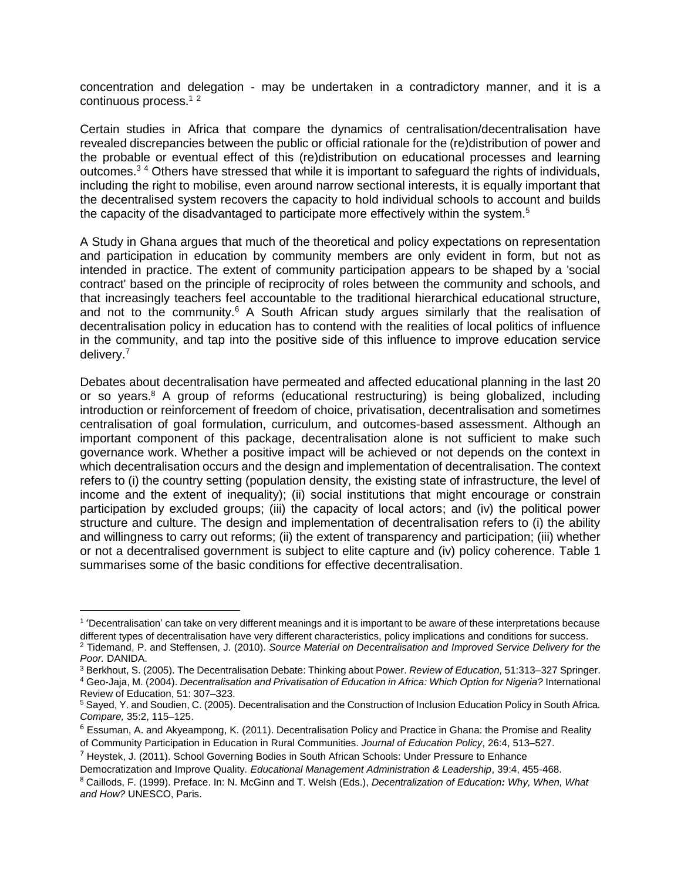concentration and delegation - may be undertaken in a contradictory manner, and it is a continuous process.[1] [2]

Certain studies in Africa that compare the dynamics of centralisation/decentralisation have revealed discrepancies between the public or official rationale for the (re)distribution of power and the probable or eventual effect of this (re)distribution on educational processes and learning outcomes.[3] [4] Others have stressed that while it is important to safeguard the rights of individuals, including the right to mobilise, even around narrow sectional interests, it is equally important that the decentralised system recovers the capacity to hold individual schools to account and builds the capacity of the disadvantaged to participate more effectively within the system.[5]

A Study in Ghana argues that much of the theoretical and policy expectations on representation and participation in education by community members are only evident in form, but not as intended in practice. The extent of community participation appears to be shaped by a 'social contract' based on the principle of reciprocity of roles between the community and schools, and that increasingly teachers feel accountable to the traditional hierarchical educational structure, and not to the community.[6] A South African study argues similarly that the realisation of decentralisation policy in education has to contend with the realities of local politics of influence in the community, and tap into the positive side of this influence to improve education service delivery.[7]

Debates about decentralisation have permeated and affected educational planning in the last 20 or so years.[8] A group of reforms (educational restructuring) is being globalized, including introduction or reinforcement of freedom of choice, privatisation, decentralisation and sometimes centralisation of goal formulation, curriculum, and outcomes-based assessment. Although an important component of this package, decentralisation alone is not sufficient to make such governance work. Whether a positive impact will be achieved or not depends on the context in which decentralisation occurs and the design and implementation of decentralisation. The context refers to (i) the country setting (population density, the existing state of infrastructure, the level of income and the extent of inequality); (ii) social institutions that might encourage or constrain participation by excluded groups; (iii) the capacity of local actors; and (iv) the political power structure and culture. The design and implementation of decentralisation refers to (i) the ability and willingness to carry out reforms; (ii) the extent of transparency and participation; (iii) whether or not a decentralised government is subject to elite capture and (iv) policy coherence. Table 1 summarises some of the basic conditions for effective decentralisation.

---

[1] 'Decentralisation' can take on very different meanings and it is important to be aware of these interpretations because different types of decentralisation have very different characteristics, policy implications and conditions for success.

[2] Tidemand, P. and Steffensen, J. (2010). *Source Material on Decentralisation and Improved Service Delivery for the Poor.* DANIDA.

[3] Berkhout, S. (2005). The Decentralisation Debate: Thinking about Power. *Review of Education,* 51:313–327 Springer.

[4] Geo-Jaja, M. (2004). *Decentralisation and Privatisation of Education in Africa: Which Option for Nigeria?* International Review of Education, 51: 307–323.

[5] Sayed, Y. and Soudien, C. (2005). Decentralisation and the Construction of Inclusion Education Policy in South Africa. *Compare,* 35:2, 115–125.

[6] Essuman, A. and Akyeampong, K. (2011). Decentralisation Policy and Practice in Ghana: the Promise and Reality of Community Participation in Education in Rural Communities. *Journal of Education Policy*, 26:4, 513–527.

[7] Heystek, J. (2011). School Governing Bodies in South African Schools: Under Pressure to Enhance Democratization and Improve Quality. *Educational Management Administration & Leadership*, 39:4, 455-468.

[8] Caillods, F. (1999). Preface. In: N. McGinn and T. Welsh (Eds.), *Decentralization of Education: Why, When, What and How?* UNESCO, Paris.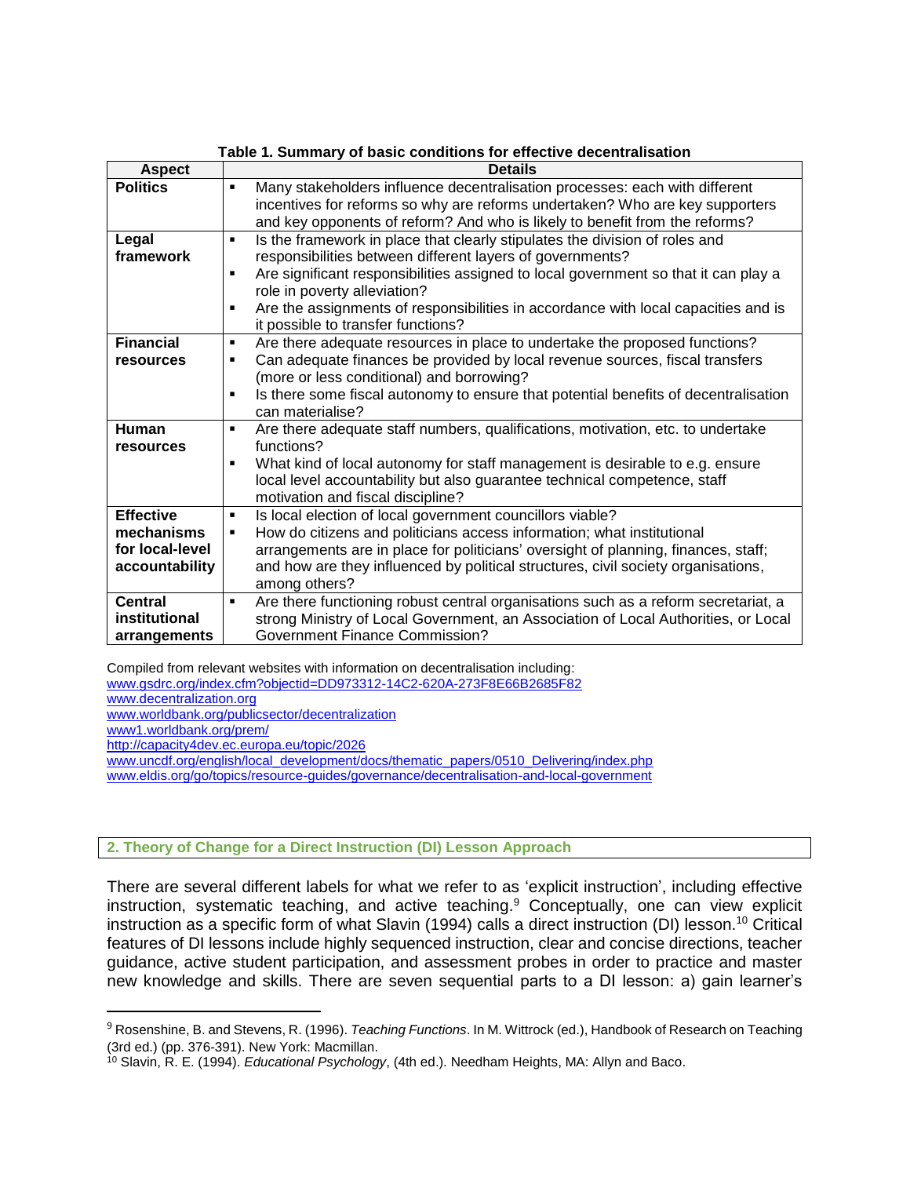**Table 1. Summary of basic conditions for effective decentralisation**

| Aspect | Details |
|---|---|
| **Politics** | ▪ Many stakeholders influence decentralisation processes: each with different incentives for reforms so why are reforms undertaken? Who are key supporters and key opponents of reform? And who is likely to benefit from the reforms? |
| **Legal framework** | ▪ Is the framework in place that clearly stipulates the division of roles and responsibilities between different layers of governments?<br>▪ Are significant responsibilities assigned to local government so that it can play a role in poverty alleviation?<br>▪ Are the assignments of responsibilities in accordance with local capacities and is it possible to transfer functions? |
| **Financial resources** | ▪ Are there adequate resources in place to undertake the proposed functions?<br>▪ Can adequate finances be provided by local revenue sources, fiscal transfers (more or less conditional) and borrowing?<br>▪ Is there some fiscal autonomy to ensure that potential benefits of decentralisation can materialise? |
| **Human resources** | ▪ Are there adequate staff numbers, qualifications, motivation, etc. to undertake functions?<br>▪ What kind of local autonomy for staff management is desirable to e.g. ensure local level accountability but also guarantee technical competence, staff motivation and fiscal discipline? |
| **Effective mechanisms for local-level accountability** | ▪ Is local election of local government councillors viable?<br>▪ How do citizens and politicians access information; what institutional arrangements are in place for politicians' oversight of planning, finances, staff; and how are they influenced by political structures, civil society organisations, among others? |
| **Central institutional arrangements** | ▪ Are there functioning robust central organisations such as a reform secretariat, a strong Ministry of Local Government, an Association of Local Authorities, or Local Government Finance Commission? |

Compiled from relevant websites with information on decentralisation including:
www.gsdrc.org/index.cfm?objectid=DD973312-14C2-620A-273F8E66B2685F82
www.decentralization.org
www.worldbank.org/publicsector/decentralization
www1.worldbank.org/prem/
http://capacity4dev.ec.europa.eu/topic/2026
www.uncdf.org/english/local_development/docs/thematic_papers/0510_Delivering/index.php
www.eldis.org/go/topics/resource-guides/governance/decentralisation-and-local-government

## 2. Theory of Change for a Direct Instruction (DI) Lesson Approach

There are several different labels for what we refer to as 'explicit instruction', including effective instruction, systematic teaching, and active teaching.[9] Conceptually, one can view explicit instruction as a specific form of what Slavin (1994) calls a direct instruction (DI) lesson.[10] Critical features of DI lessons include highly sequenced instruction, clear and concise directions, teacher guidance, active student participation, and assessment probes in order to practice and master new knowledge and skills. There are seven sequential parts to a DI lesson: a) gain learner's

---

[9] Rosenshine, B. and Stevens, R. (1996). *Teaching Functions*. In M. Wittrock (ed.), Handbook of Research on Teaching (3rd ed.) (pp. 376-391). New York: Macmillan.

[10] Slavin, R. E. (1994). *Educational Psychology*, (4th ed.). Needham Heights, MA: Allyn and Baco.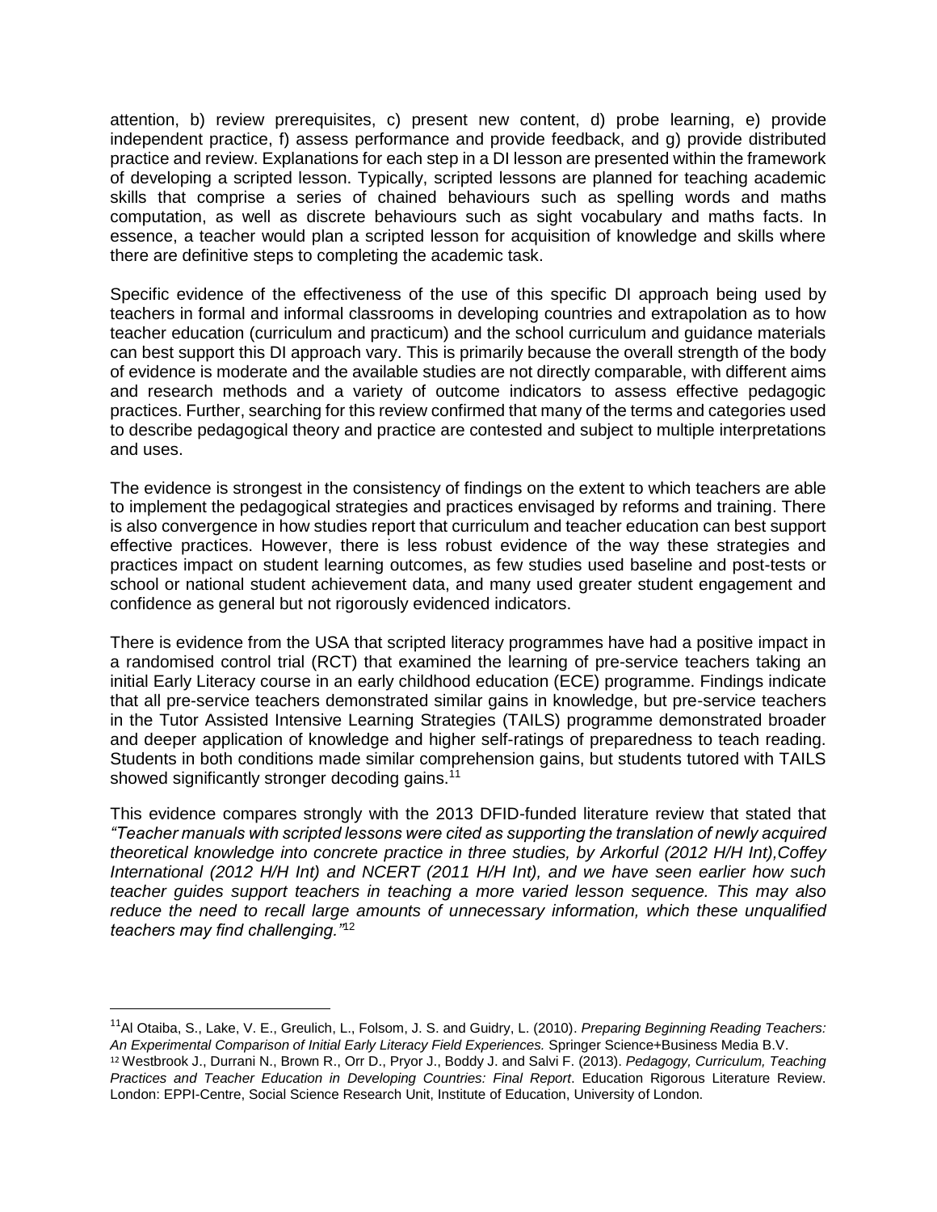attention, b) review prerequisites, c) present new content, d) probe learning, e) provide independent practice, f) assess performance and provide feedback, and g) provide distributed practice and review. Explanations for each step in a DI lesson are presented within the framework of developing a scripted lesson. Typically, scripted lessons are planned for teaching academic skills that comprise a series of chained behaviours such as spelling words and maths computation, as well as discrete behaviours such as sight vocabulary and maths facts. In essence, a teacher would plan a scripted lesson for acquisition of knowledge and skills where there are definitive steps to completing the academic task.

Specific evidence of the effectiveness of the use of this specific DI approach being used by teachers in formal and informal classrooms in developing countries and extrapolation as to how teacher education (curriculum and practicum) and the school curriculum and guidance materials can best support this DI approach vary. This is primarily because the overall strength of the body of evidence is moderate and the available studies are not directly comparable, with different aims and research methods and a variety of outcome indicators to assess effective pedagogic practices. Further, searching for this review confirmed that many of the terms and categories used to describe pedagogical theory and practice are contested and subject to multiple interpretations and uses.

The evidence is strongest in the consistency of findings on the extent to which teachers are able to implement the pedagogical strategies and practices envisaged by reforms and training. There is also convergence in how studies report that curriculum and teacher education can best support effective practices. However, there is less robust evidence of the way these strategies and practices impact on student learning outcomes, as few studies used baseline and post-tests or school or national student achievement data, and many used greater student engagement and confidence as general but not rigorously evidenced indicators.

There is evidence from the USA that scripted literacy programmes have had a positive impact in a randomised control trial (RCT) that examined the learning of pre-service teachers taking an initial Early Literacy course in an early childhood education (ECE) programme. Findings indicate that all pre-service teachers demonstrated similar gains in knowledge, but pre-service teachers in the Tutor Assisted Intensive Learning Strategies (TAILS) programme demonstrated broader and deeper application of knowledge and higher self-ratings of preparedness to teach reading. Students in both conditions made similar comprehension gains, but students tutored with TAILS showed significantly stronger decoding gains.[11]

This evidence compares strongly with the 2013 DFID-funded literature review that stated that *"Teacher manuals with scripted lessons were cited as supporting the translation of newly acquired theoretical knowledge into concrete practice in three studies, by Arkorful (2012 H/H Int),Coffey International (2012 H/H Int) and NCERT (2011 H/H Int), and we have seen earlier how such teacher guides support teachers in teaching a more varied lesson sequence. This may also reduce the need to recall large amounts of unnecessary information, which these unqualified teachers may find challenging."*[12]

---

[11] Al Otaiba, S., Lake, V. E., Greulich, L., Folsom, J. S. and Guidry, L. (2010). *Preparing Beginning Reading Teachers: An Experimental Comparison of Initial Early Literacy Field Experiences.* Springer Science+Business Media B.V.

[12] Westbrook J., Durrani N., Brown R., Orr D., Pryor J., Boddy J. and Salvi F. (2013). *Pedagogy, Curriculum, Teaching Practices and Teacher Education in Developing Countries: Final Report*. Education Rigorous Literature Review. London: EPPI-Centre, Social Science Research Unit, Institute of Education, University of London.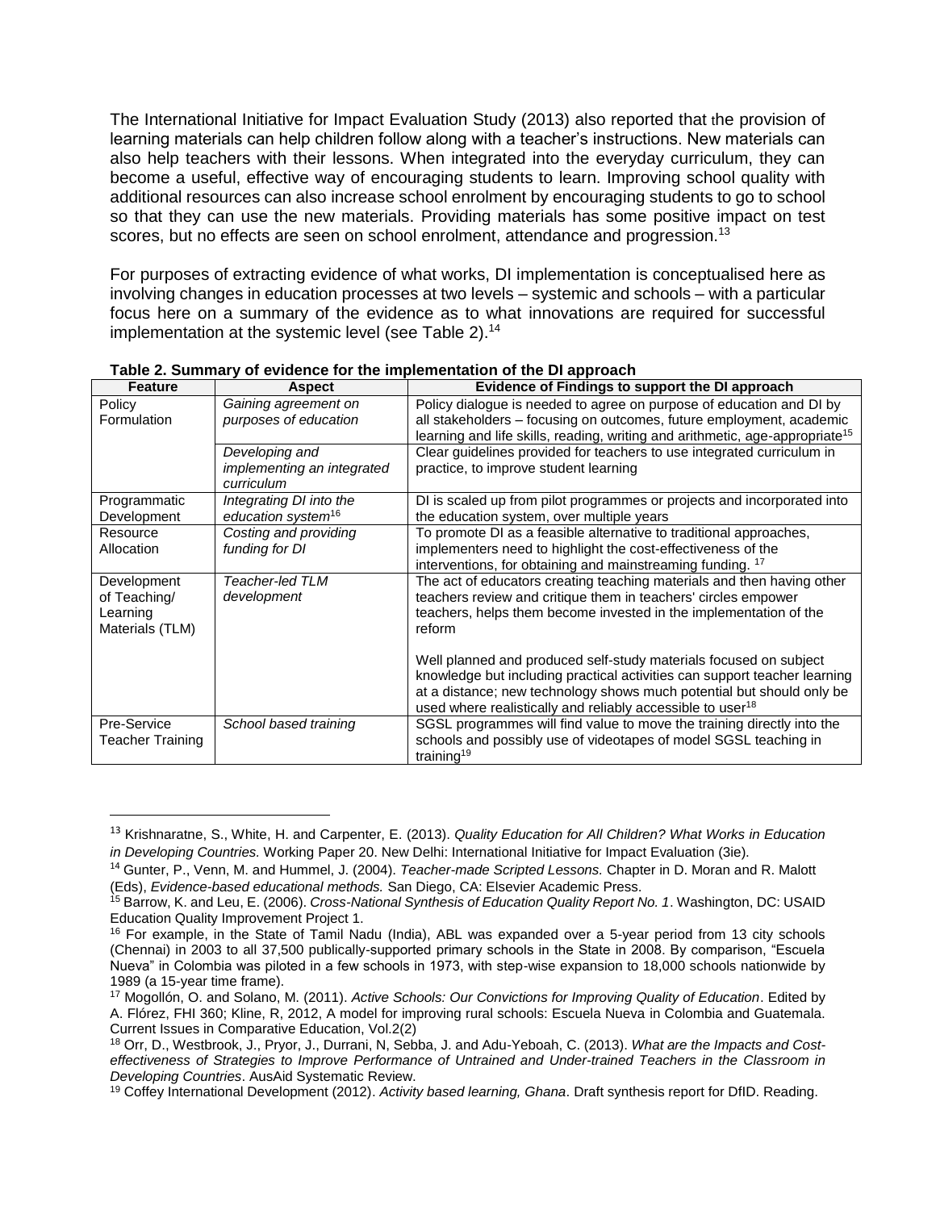The International Initiative for Impact Evaluation Study (2013) also reported that the provision of learning materials can help children follow along with a teacher's instructions. New materials can also help teachers with their lessons. When integrated into the everyday curriculum, they can become a useful, effective way of encouraging students to learn. Improving school quality with additional resources can also increase school enrolment by encouraging students to go to school so that they can use the new materials. Providing materials has some positive impact on test scores, but no effects are seen on school enrolment, attendance and progression.[13]

For purposes of extracting evidence of what works, DI implementation is conceptualised here as involving changes in education processes at two levels – systemic and schools – with a particular focus here on a summary of the evidence as to what innovations are required for successful implementation at the systemic level (see Table 2).[14]

**Table 2. Summary of evidence for the implementation of the DI approach**

| Feature | Aspect | Evidence of Findings to support the DI approach |
|---|---|---|
| Policy Formulation | *Gaining agreement on purposes of education* | Policy dialogue is needed to agree on purpose of education and DI by all stakeholders – focusing on outcomes, future employment, academic learning and life skills, reading, writing and arithmetic, age-appropriate[15] |
| | *Developing and implementing an integrated curriculum* | Clear guidelines provided for teachers to use integrated curriculum in practice, to improve student learning |
| Programmatic Development | *Integrating DI into the education system*[16] | DI is scaled up from pilot programmes or projects and incorporated into the education system, over multiple years |
| Resource Allocation | *Costing and providing funding for DI* | To promote DI as a feasible alternative to traditional approaches, implementers need to highlight the cost-effectiveness of the interventions, for obtaining and mainstreaming funding. [17] |
| Development of Teaching/ Learning Materials (TLM) | *Teacher-led TLM development* | The act of educators creating teaching materials and then having other teachers review and critique them in teachers' circles empower teachers, helps them become invested in the implementation of the reform<br><br>Well planned and produced self-study materials focused on subject knowledge but including practical activities can support teacher learning at a distance; new technology shows much potential but should only be used where realistically and reliably accessible to user[18] |
| Pre-Service Teacher Training | *School based training* | SGSL programmes will find value to move the training directly into the schools and possibly use of videotapes of model SGSL teaching in training[19] |

---

[13] Krishnaratne, S., White, H. and Carpenter, E. (2013). *Quality Education for All Children? What Works in Education in Developing Countries.* Working Paper 20. New Delhi: International Initiative for Impact Evaluation (3ie).

[14] Gunter, P., Venn, M. and Hummel, J. (2004). *Teacher-made Scripted Lessons.* Chapter in D. Moran and R. Malott (Eds), *Evidence-based educational methods.* San Diego, CA: Elsevier Academic Press.

[15] Barrow, K. and Leu, E. (2006). *Cross-National Synthesis of Education Quality Report No. 1*. Washington, DC: USAID Education Quality Improvement Project 1.

[16] For example, in the State of Tamil Nadu (India), ABL was expanded over a 5-year period from 13 city schools (Chennai) in 2003 to all 37,500 publically-supported primary schools in the State in 2008. By comparison, "Escuela Nueva" in Colombia was piloted in a few schools in 1973, with step-wise expansion to 18,000 schools nationwide by 1989 (a 15-year time frame).

[17] Mogollón, O. and Solano, M. (2011). *Active Schools: Our Convictions for Improving Quality of Education*. Edited by A. Flórez, FHI 360; Kline, R, 2012, A model for improving rural schools: Escuela Nueva in Colombia and Guatemala. Current Issues in Comparative Education, Vol.2(2)

[18] Orr, D., Westbrook, J., Pryor, J., Durrani, N, Sebba, J. and Adu-Yeboah, C. (2013). *What are the Impacts and Cost-effectiveness of Strategies to Improve Performance of Untrained and Under-trained Teachers in the Classroom in Developing Countries*. AusAid Systematic Review.

[19] Coffey International Development (2012). *Activity based learning, Ghana*. Draft synthesis report for DfID. Reading.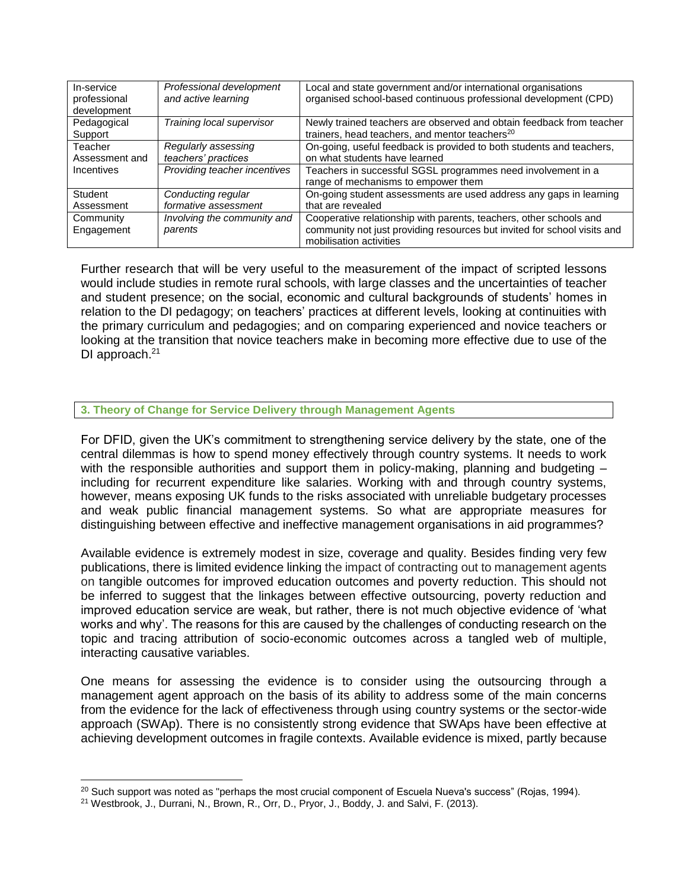| In-service professional development | *Professional development and active learning* | Local and state government and/or international organisations organised school-based continuous professional development (CPD) |
|---|---|---|
| Pedagogical Support | *Training local supervisor* | Newly trained teachers are observed and obtain feedback from teacher trainers, head teachers, and mentor teachers[20] |
| Teacher Assessment and Incentives | *Regularly assessing teachers' practices* | On-going, useful feedback is provided to both students and teachers, on what students have learned |
| | *Providing teacher incentives* | Teachers in successful SGSL programmes need involvement in a range of mechanisms to empower them |
| Student Assessment | *Conducting regular formative assessment* | On-going student assessments are used address any gaps in learning that are revealed |
| Community Engagement | *Involving the community and parents* | Cooperative relationship with parents, teachers, other schools and community not just providing resources but invited for school visits and mobilisation activities |

Further research that will be very useful to the measurement of the impact of scripted lessons would include studies in remote rural schools, with large classes and the uncertainties of teacher and student presence; on the social, economic and cultural backgrounds of students' homes in relation to the DI pedagogy; on teachers' practices at different levels, looking at continuities with the primary curriculum and pedagogies; and on comparing experienced and novice teachers or looking at the transition that novice teachers make in becoming more effective due to use of the DI approach.[21]

## 3. Theory of Change for Service Delivery through Management Agents

For DFID, given the UK's commitment to strengthening service delivery by the state, one of the central dilemmas is how to spend money effectively through country systems. It needs to work with the responsible authorities and support them in policy-making, planning and budgeting – including for recurrent expenditure like salaries. Working with and through country systems, however, means exposing UK funds to the risks associated with unreliable budgetary processes and weak public financial management systems. So what are appropriate measures for distinguishing between effective and ineffective management organisations in aid programmes?

Available evidence is extremely modest in size, coverage and quality. Besides finding very few publications, there is limited evidence linking the impact of contracting out to management agents on tangible outcomes for improved education outcomes and poverty reduction. This should not be inferred to suggest that the linkages between effective outsourcing, poverty reduction and improved education service are weak, but rather, there is not much objective evidence of 'what works and why'. The reasons for this are caused by the challenges of conducting research on the topic and tracing attribution of socio-economic outcomes across a tangled web of multiple, interacting causative variables.

One means for assessing the evidence is to consider using the outsourcing through a management agent approach on the basis of its ability to address some of the main concerns from the evidence for the lack of effectiveness through using country systems or the sector-wide approach (SWAp). There is no consistently strong evidence that SWAps have been effective at achieving development outcomes in fragile contexts. Available evidence is mixed, partly because

[20] Such support was noted as "perhaps the most crucial component of Escuela Nueva's success" (Rojas, 1994).

[21] Westbrook, J., Durrani, N., Brown, R., Orr, D., Pryor, J., Boddy, J. and Salvi, F. (2013).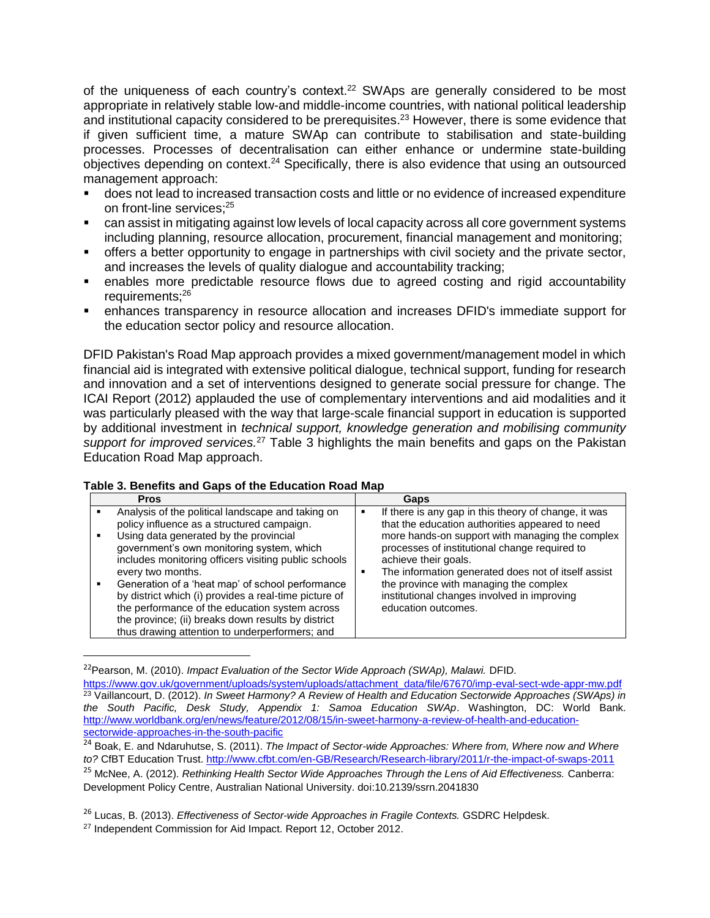of the uniqueness of each country's context.[22] SWAps are generally considered to be most appropriate in relatively stable low-and middle-income countries, with national political leadership and institutional capacity considered to be prerequisites.[23] However, there is some evidence that if given sufficient time, a mature SWAp can contribute to stabilisation and state-building processes. Processes of decentralisation can either enhance or undermine state-building objectives depending on context.[24] Specifically, there is also evidence that using an outsourced management approach:

- does not lead to increased transaction costs and little or no evidence of increased expenditure on front-line services;[25]
- can assist in mitigating against low levels of local capacity across all core government systems including planning, resource allocation, procurement, financial management and monitoring;
- offers a better opportunity to engage in partnerships with civil society and the private sector, and increases the levels of quality dialogue and accountability tracking;
- enables more predictable resource flows due to agreed costing and rigid accountability requirements;[26]
- enhances transparency in resource allocation and increases DFID's immediate support for the education sector policy and resource allocation.

DFID Pakistan's Road Map approach provides a mixed government/management model in which financial aid is integrated with extensive political dialogue, technical support, funding for research and innovation and a set of interventions designed to generate social pressure for change. The ICAI Report (2012) applauded the use of complementary interventions and aid modalities and it was particularly pleased with the way that large-scale financial support in education is supported by additional investment in *technical support, knowledge generation and mobilising community support for improved services.*[27] Table 3 highlights the main benefits and gaps on the Pakistan Education Road Map approach.

**Table 3. Benefits and Gaps of the Education Road Map**

| Pros | Gaps |
|---|---|
| ▪ Analysis of the political landscape and taking on policy influence as a structured campaign.<br>▪ Using data generated by the provincial government's own monitoring system, which includes monitoring officers visiting public schools every two months.<br>▪ Generation of a 'heat map' of school performance by district which (i) provides a real-time picture of the performance of the education system across the province; (ii) breaks down results by district thus drawing attention to underperformers; and | ▪ If there is any gap in this theory of change, it was that the education authorities appeared to need more hands-on support with managing the complex processes of institutional change required to achieve their goals.<br>▪ The information generated does not of itself assist the province with managing the complex institutional changes involved in improving education outcomes. |

---

[22] Pearson, M. (2010). *Impact Evaluation of the Sector Wide Approach (SWAp), Malawi.* DFID. https://www.gov.uk/government/uploads/system/uploads/attachment_data/file/67670/imp-eval-sect-wde-appr-mw.pdf

[23] Vaillancourt, D. (2012). *In Sweet Harmony? A Review of Health and Education Sectorwide Approaches (SWAps) in the South Pacific, Desk Study, Appendix 1: Samoa Education SWAp*. Washington, DC: World Bank. http://www.worldbank.org/en/news/feature/2012/08/15/in-sweet-harmony-a-review-of-health-and-education-sectorwide-approaches-in-the-south-pacific

[24] Boak, E. and Ndaruhutse, S. (2011). *The Impact of Sector-wide Approaches: Where from, Where now and Where to?* CfBT Education Trust. http://www.cfbt.com/en-GB/Research/Research-library/2011/r-the-impact-of-swaps-2011

[25] McNee, A. (2012). *Rethinking Health Sector Wide Approaches Through the Lens of Aid Effectiveness.* Canberra: Development Policy Centre, Australian National University. doi:10.2139/ssrn.2041830

[26] Lucas, B. (2013). *Effectiveness of Sector-wide Approaches in Fragile Contexts.* GSDRC Helpdesk.

[27] Independent Commission for Aid Impact. Report 12, October 2012.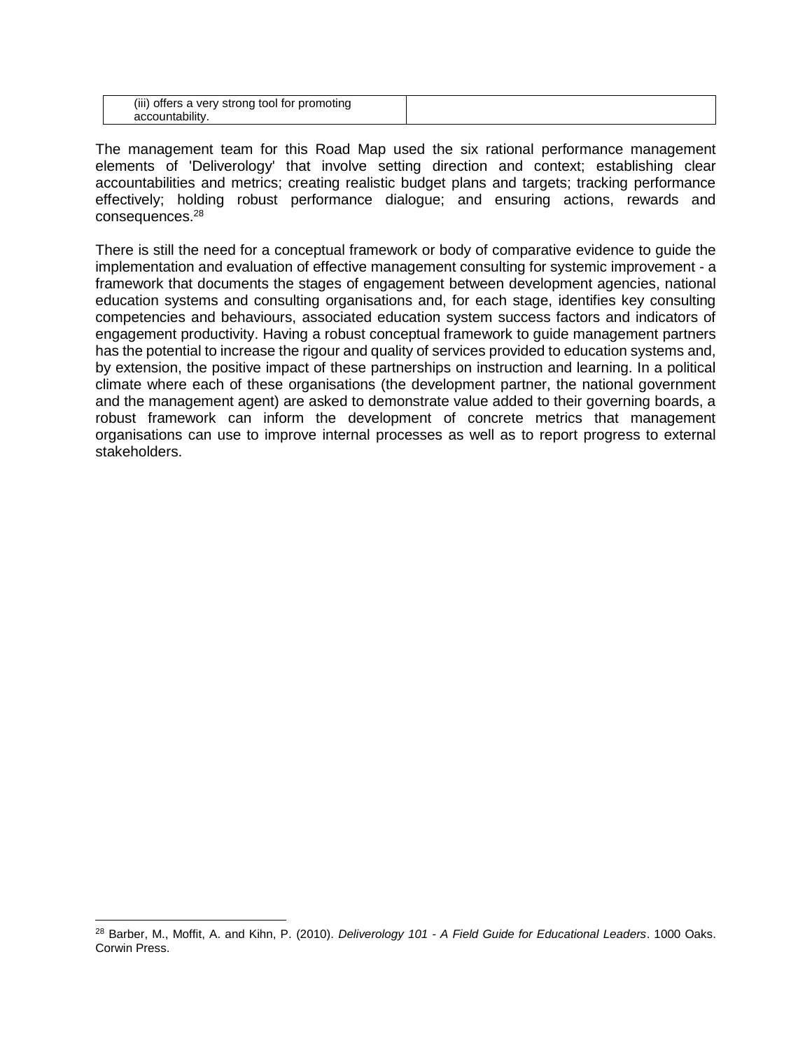| | |
|---|---|
| (iii) offers a very strong tool for promoting accountability. | |

The management team for this Road Map used the six rational performance management elements of 'Deliverology' that involve setting direction and context; establishing clear accountabilities and metrics; creating realistic budget plans and targets; tracking performance effectively; holding robust performance dialogue; and ensuring actions, rewards and consequences.[28]

There is still the need for a conceptual framework or body of comparative evidence to guide the implementation and evaluation of effective management consulting for systemic improvement - a framework that documents the stages of engagement between development agencies, national education systems and consulting organisations and, for each stage, identifies key consulting competencies and behaviours, associated education system success factors and indicators of engagement productivity. Having a robust conceptual framework to guide management partners has the potential to increase the rigour and quality of services provided to education systems and, by extension, the positive impact of these partnerships on instruction and learning. In a political climate where each of these organisations (the development partner, the national government and the management agent) are asked to demonstrate value added to their governing boards, a robust framework can inform the development of concrete metrics that management organisations can use to improve internal processes as well as to report progress to external stakeholders.

[28] Barber, M., Moffit, A. and Kihn, P. (2010). *Deliverology 101 - A Field Guide for Educational Leaders*. 1000 Oaks. Corwin Press.